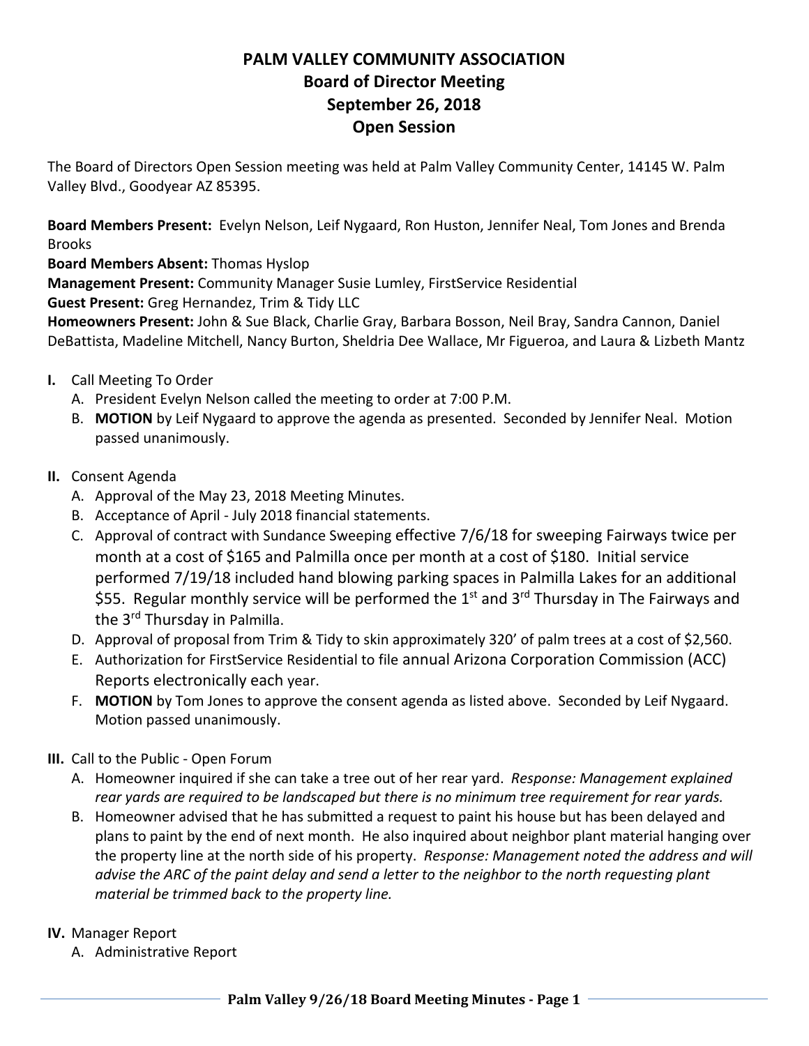# PALM VALLEY COMMUNITY ASSOCIATION
## Board of Director Meeting
## September 26, 2018
## Open Session

The Board of Directors Open Session meeting was held at Palm Valley Community Center, 14145 W. Palm Valley Blvd., Goodyear AZ 85395.

**Board Members Present:** Evelyn Nelson, Leif Nygaard, Ron Huston, Jennifer Neal, Tom Jones and Brenda Brooks
**Board Members Absent:** Thomas Hyslop
**Management Present:** Community Manager Susie Lumley, FirstService Residential
**Guest Present:** Greg Hernandez, Trim & Tidy LLC
**Homeowners Present:** John & Sue Black, Charlie Gray, Barbara Bosson, Neil Bray, Sandra Cannon, Daniel DeBattista, Madeline Mitchell, Nancy Burton, Sheldria Dee Wallace, Mr Figueroa, and Laura & Lizbeth Mantz

**I.** Call Meeting To Order
   A. President Evelyn Nelson called the meeting to order at 7:00 P.M.
   B. **MOTION** by Leif Nygaard to approve the agenda as presented. Seconded by Jennifer Neal. Motion passed unanimously.

**II.** Consent Agenda
   A. Approval of the May 23, 2018 Meeting Minutes.
   B. Acceptance of April - July 2018 financial statements.
   C. Approval of contract with Sundance Sweeping effective 7/6/18 for sweeping Fairways twice per month at a cost of $165 and Palmilla once per month at a cost of $180. Initial service performed 7/19/18 included hand blowing parking spaces in Palmilla Lakes for an additional $55. Regular monthly service will be performed the 1st and 3rd Thursday in The Fairways and the 3rd Thursday in Palmilla.
   D. Approval of proposal from Trim & Tidy to skin approximately 320' of palm trees at a cost of $2,560.
   E. Authorization for FirstService Residential to file annual Arizona Corporation Commission (ACC) Reports electronically each year.
   F. **MOTION** by Tom Jones to approve the consent agenda as listed above. Seconded by Leif Nygaard. Motion passed unanimously.

**III.** Call to the Public - Open Forum
   A. Homeowner inquired if she can take a tree out of her rear yard. *Response: Management explained rear yards are required to be landscaped but there is no minimum tree requirement for rear yards.*
   B. Homeowner advised that he has submitted a request to paint his house but has been delayed and plans to paint by the end of next month. He also inquired about neighbor plant material hanging over the property line at the north side of his property. *Response: Management noted the address and will advise the ARC of the paint delay and send a letter to the neighbor to the north requesting plant material be trimmed back to the property line.*

**IV.** Manager Report
   A. Administrative Report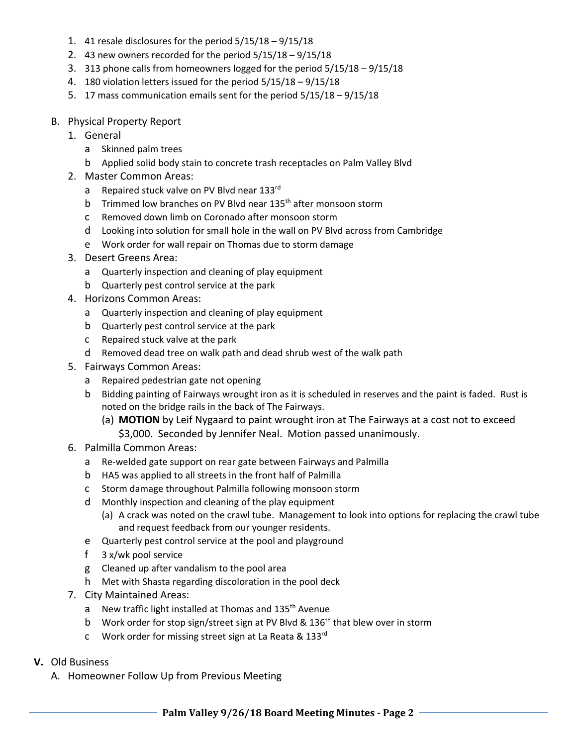1. 41 resale disclosures for the period 5/15/18 – 9/15/18
2. 43 new owners recorded for the period 5/15/18 – 9/15/18
3. 313 phone calls from homeowners logged for the period 5/15/18 – 9/15/18
4. 180 violation letters issued for the period 5/15/18 – 9/15/18
5. 17 mass communication emails sent for the period 5/15/18 – 9/15/18

B. Physical Property Report

1. General
   - a Skinned palm trees
   - b Applied solid body stain to concrete trash receptacles on Palm Valley Blvd
2. Master Common Areas:
   - a Repaired stuck valve on PV Blvd near 133rd
   - b Trimmed low branches on PV Blvd near 135th after monsoon storm
   - c Removed down limb on Coronado after monsoon storm
   - d Looking into solution for small hole in the wall on PV Blvd across from Cambridge
   - e Work order for wall repair on Thomas due to storm damage
3. Desert Greens Area:
   - a Quarterly inspection and cleaning of play equipment
   - b Quarterly pest control service at the park
4. Horizons Common Areas:
   - a Quarterly inspection and cleaning of play equipment
   - b Quarterly pest control service at the park
   - c Repaired stuck valve at the park
   - d Removed dead tree on walk path and dead shrub west of the walk path
5. Fairways Common Areas:
   - a Repaired pedestrian gate not opening
   - b Bidding painting of Fairways wrought iron as it is scheduled in reserves and the paint is faded. Rust is noted on the bridge rails in the back of The Fairways.
     - (a) **MOTION** by Leif Nygaard to paint wrought iron at The Fairways at a cost not to exceed $3,000. Seconded by Jennifer Neal. Motion passed unanimously.
6. Palmilla Common Areas:
   - a Re-welded gate support on rear gate between Fairways and Palmilla
   - b HA5 was applied to all streets in the front half of Palmilla
   - c Storm damage throughout Palmilla following monsoon storm
   - d Monthly inspection and cleaning of the play equipment
     - (a) A crack was noted on the crawl tube. Management to look into options for replacing the crawl tube and request feedback from our younger residents.
   - e Quarterly pest control service at the pool and playground
   - f 3 x/wk pool service
   - g Cleaned up after vandalism to the pool area
   - h Met with Shasta regarding discoloration in the pool deck
7. City Maintained Areas:
   - a New traffic light installed at Thomas and 135th Avenue
   - b Work order for stop sign/street sign at PV Blvd & 136th that blew over in storm
   - c Work order for missing street sign at La Reata & 133rd

**V.** Old Business

A. Homeowner Follow Up from Previous Meeting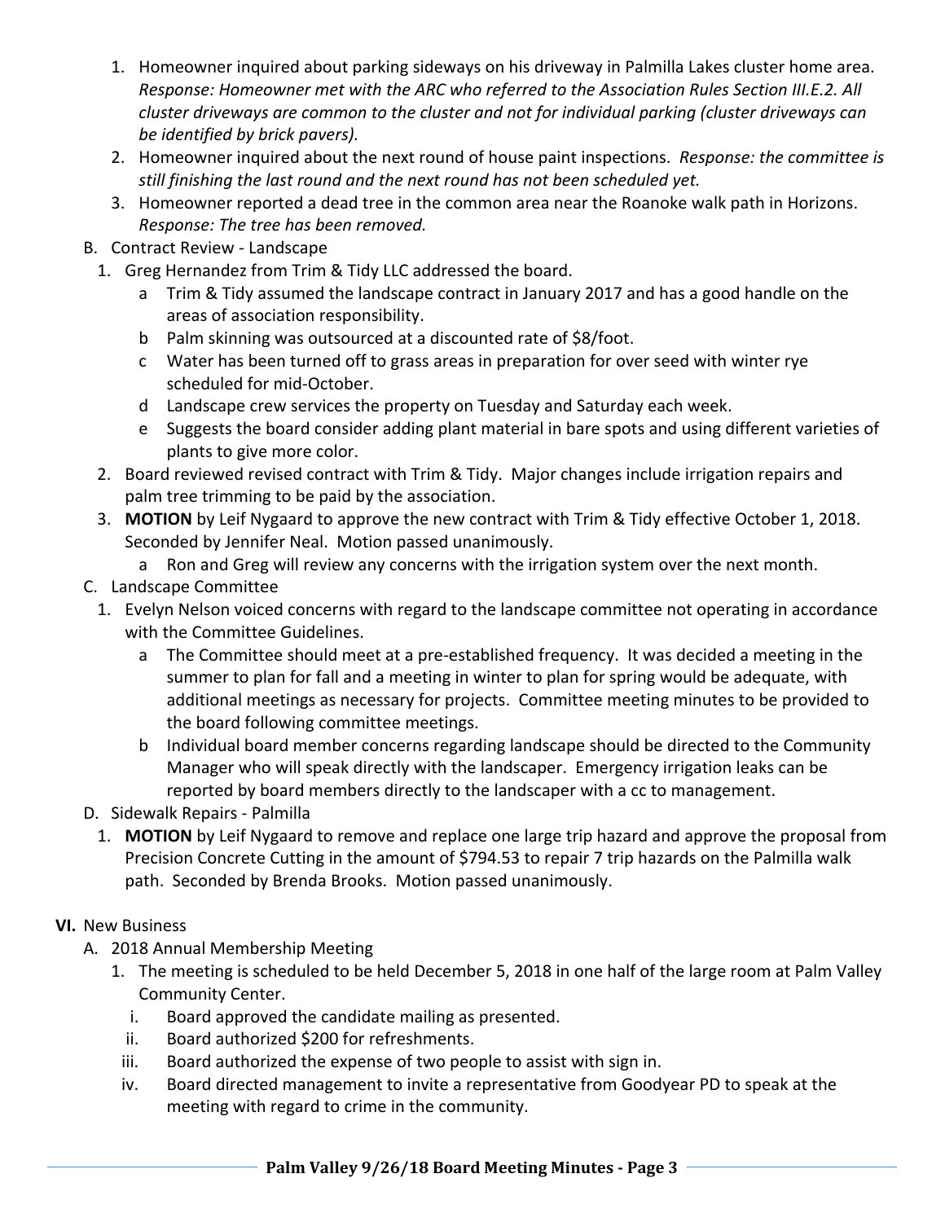1. Homeowner inquired about parking sideways on his driveway in Palmilla Lakes cluster home area. *Response: Homeowner met with the ARC who referred to the Association Rules Section III.E.2. All cluster driveways are common to the cluster and not for individual parking (cluster driveways can be identified by brick pavers).*
2. Homeowner inquired about the next round of house paint inspections. *Response: the committee is still finishing the last round and the next round has not been scheduled yet.*
3. Homeowner reported a dead tree in the common area near the Roanoke walk path in Horizons. *Response: The tree has been removed.*

B. Contract Review - Landscape

1. Greg Hernandez from Trim & Tidy LLC addressed the board.
   - a Trim & Tidy assumed the landscape contract in January 2017 and has a good handle on the areas of association responsibility.
   - b Palm skinning was outsourced at a discounted rate of $8/foot.
   - c Water has been turned off to grass areas in preparation for over seed with winter rye scheduled for mid-October.
   - d Landscape crew services the property on Tuesday and Saturday each week.
   - e Suggests the board consider adding plant material in bare spots and using different varieties of plants to give more color.
2. Board reviewed revised contract with Trim & Tidy. Major changes include irrigation repairs and palm tree trimming to be paid by the association.
3. **MOTION** by Leif Nygaard to approve the new contract with Trim & Tidy effective October 1, 2018. Seconded by Jennifer Neal. Motion passed unanimously.
   - a Ron and Greg will review any concerns with the irrigation system over the next month.

C. Landscape Committee

1. Evelyn Nelson voiced concerns with regard to the landscape committee not operating in accordance with the Committee Guidelines.
   - a The Committee should meet at a pre-established frequency. It was decided a meeting in the summer to plan for fall and a meeting in winter to plan for spring would be adequate, with additional meetings as necessary for projects. Committee meeting minutes to be provided to the board following committee meetings.
   - b Individual board member concerns regarding landscape should be directed to the Community Manager who will speak directly with the landscaper. Emergency irrigation leaks can be reported by board members directly to the landscaper with a cc to management.

D. Sidewalk Repairs - Palmilla

1. **MOTION** by Leif Nygaard to remove and replace one large trip hazard and approve the proposal from Precision Concrete Cutting in the amount of $794.53 to repair 7 trip hazards on the Palmilla walk path. Seconded by Brenda Brooks. Motion passed unanimously.

**VI.** New Business

A. 2018 Annual Membership Meeting

1. The meeting is scheduled to be held December 5, 2018 in one half of the large room at Palm Valley Community Center.
   - i. Board approved the candidate mailing as presented.
   - ii. Board authorized $200 for refreshments.
   - iii. Board authorized the expense of two people to assist with sign in.
   - iv. Board directed management to invite a representative from Goodyear PD to speak at the meeting with regard to crime in the community.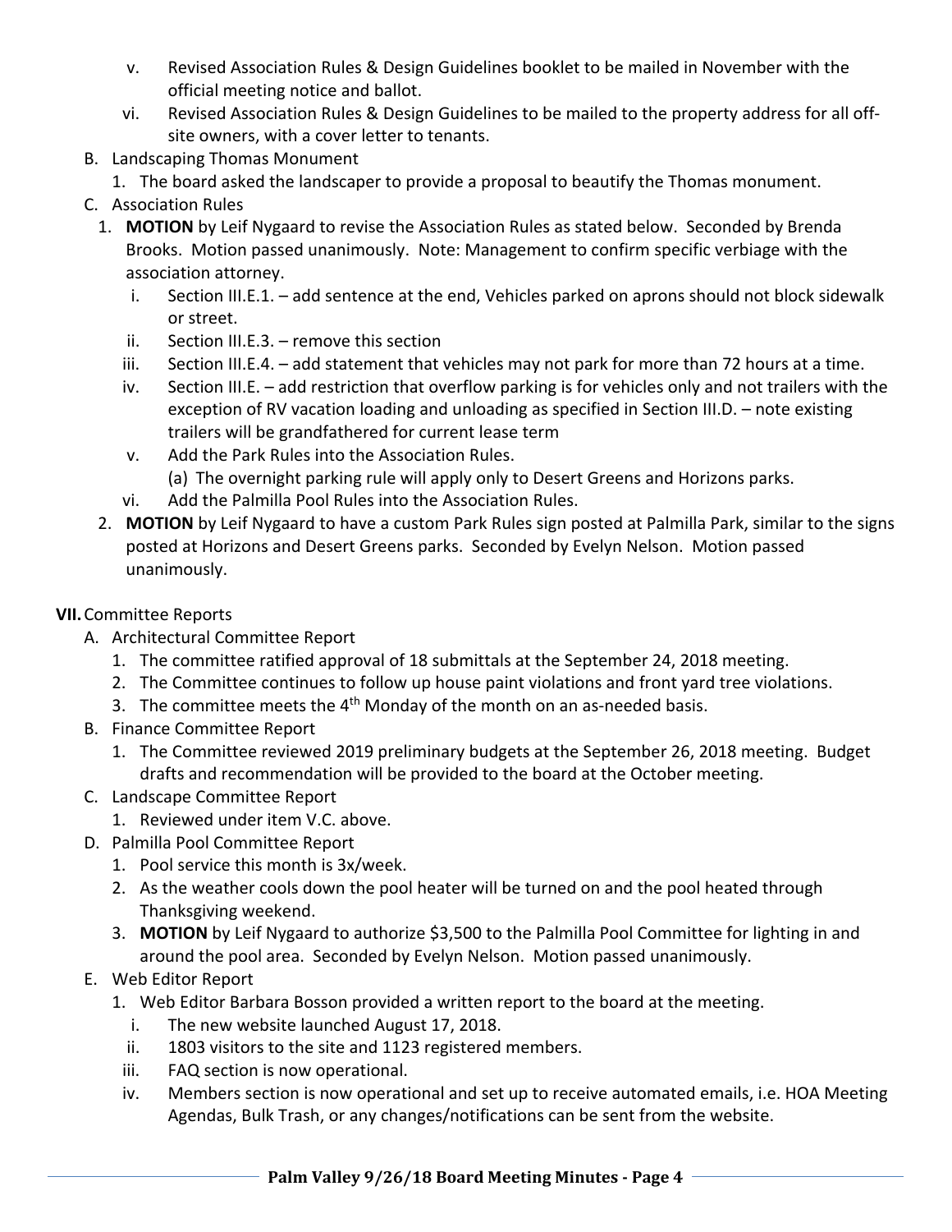- v. Revised Association Rules & Design Guidelines booklet to be mailed in November with the official meeting notice and ballot.
- vi. Revised Association Rules & Design Guidelines to be mailed to the property address for all off-site owners, with a cover letter to tenants.

B. Landscaping Thomas Monument

1. The board asked the landscaper to provide a proposal to beautify the Thomas monument.

C. Association Rules

1. **MOTION** by Leif Nygaard to revise the Association Rules as stated below. Seconded by Brenda Brooks. Motion passed unanimously. Note: Management to confirm specific verbiage with the association attorney.
   - i. Section III.E.1. – add sentence at the end, Vehicles parked on aprons should not block sidewalk or street.
   - ii. Section III.E.3. – remove this section
   - iii. Section III.E.4. – add statement that vehicles may not park for more than 72 hours at a time.
   - iv. Section III.E. – add restriction that overflow parking is for vehicles only and not trailers with the exception of RV vacation loading and unloading as specified in Section III.D. – note existing trailers will be grandfathered for current lease term
   - v. Add the Park Rules into the Association Rules.
     - (a) The overnight parking rule will apply only to Desert Greens and Horizons parks.
   - vi. Add the Palmilla Pool Rules into the Association Rules.
2. **MOTION** by Leif Nygaard to have a custom Park Rules sign posted at Palmilla Park, similar to the signs posted at Horizons and Desert Greens parks. Seconded by Evelyn Nelson. Motion passed unanimously.

**VII.** Committee Reports

A. Architectural Committee Report

1. The committee ratified approval of 18 submittals at the September 24, 2018 meeting.
2. The Committee continues to follow up house paint violations and front yard tree violations.
3. The committee meets the 4th Monday of the month on an as-needed basis.

B. Finance Committee Report

1. The Committee reviewed 2019 preliminary budgets at the September 26, 2018 meeting. Budget drafts and recommendation will be provided to the board at the October meeting.

C. Landscape Committee Report

1. Reviewed under item V.C. above.

D. Palmilla Pool Committee Report

1. Pool service this month is 3x/week.
2. As the weather cools down the pool heater will be turned on and the pool heated through Thanksgiving weekend.
3. **MOTION** by Leif Nygaard to authorize $3,500 to the Palmilla Pool Committee for lighting in and around the pool area. Seconded by Evelyn Nelson. Motion passed unanimously.

E. Web Editor Report

1. Web Editor Barbara Bosson provided a written report to the board at the meeting.
   - i. The new website launched August 17, 2018.
   - ii. 1803 visitors to the site and 1123 registered members.
   - iii. FAQ section is now operational.
   - iv. Members section is now operational and set up to receive automated emails, i.e. HOA Meeting Agendas, Bulk Trash, or any changes/notifications can be sent from the website.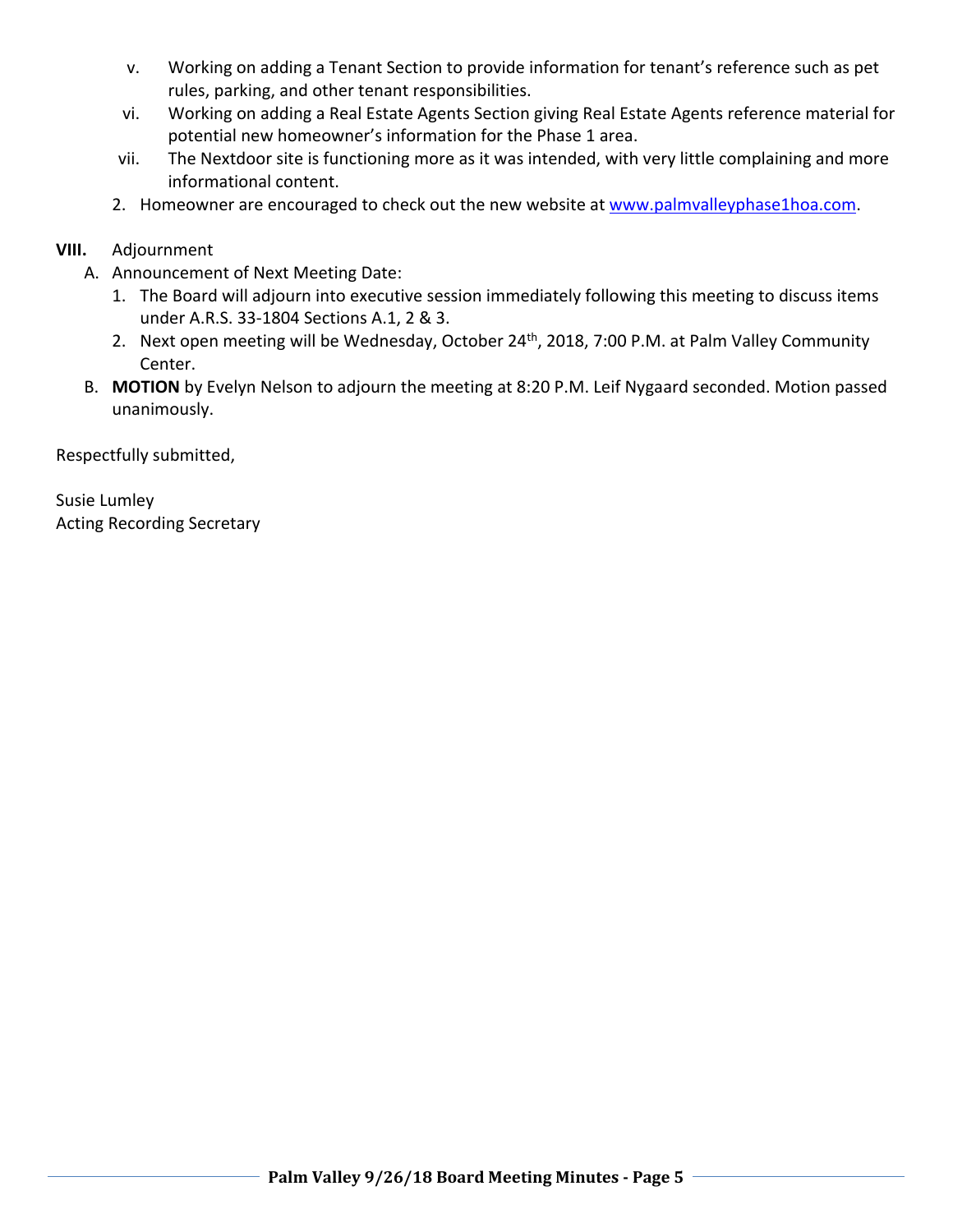v. Working on adding a Tenant Section to provide information for tenant's reference such as pet rules, parking, and other tenant responsibilities.

vi. Working on adding a Real Estate Agents Section giving Real Estate Agents reference material for potential new homeowner's information for the Phase 1 area.

vii. The Nextdoor site is functioning more as it was intended, with very little complaining and more informational content.

2. Homeowner are encouraged to check out the new website at www.palmvalleyphase1hoa.com.

**VIII.** Adjournment

A. Announcement of Next Meeting Date:
   1. The Board will adjourn into executive session immediately following this meeting to discuss items under A.R.S. 33-1804 Sections A.1, 2 & 3.
   2. Next open meeting will be Wednesday, October 24th, 2018, 7:00 P.M. at Palm Valley Community Center.

B. **MOTION** by Evelyn Nelson to adjourn the meeting at 8:20 P.M. Leif Nygaard seconded. Motion passed unanimously.

Respectfully submitted,

Susie Lumley
Acting Recording Secretary